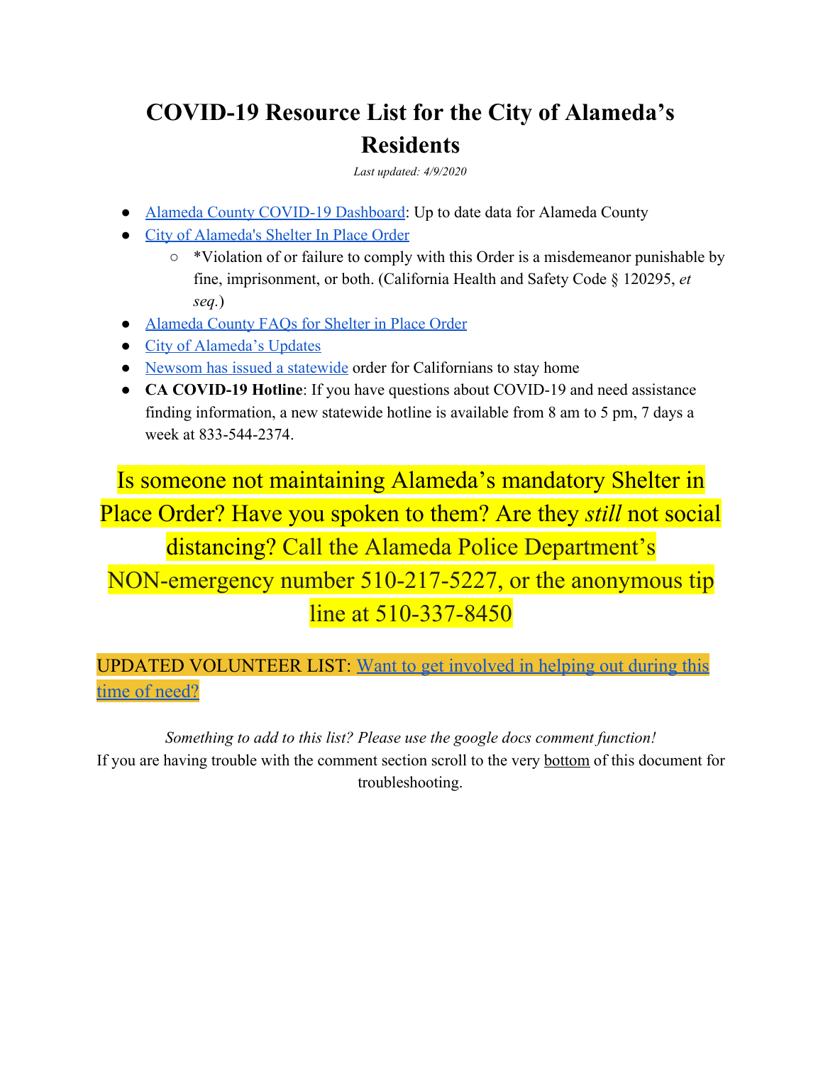# COVID-19 Resource List for the City of Alameda's Residents

*Last updated: 4/9/2020*

- Alameda County COVID-19 Dashboard: Up to date data for Alameda County
- City of Alameda's Shelter In Place Order
  - *Violation of or failure to comply with this Order is a misdemeanor punishable by fine, imprisonment, or both. (California Health and Safety Code § 120295, *et seq.*)
- Alameda County FAQs for Shelter in Place Order
- City of Alameda's Updates
- Newsom has issued a statewide order for Californians to stay home
- **CA COVID-19 Hotline**: If you have questions about COVID-19 and need assistance finding information, a new statewide hotline is available from 8 am to 5 pm, 7 days a week at 833-544-2374.

Is someone not maintaining Alameda's mandatory Shelter in Place Order? Have you spoken to them? Are they *still* not social distancing? Call the Alameda Police Department's NON-emergency number 510-217-5227, or the anonymous tip line at 510-337-8450

UPDATED VOLUNTEER LIST: Want to get involved in helping out during this time of need?

*Something to add to this list? Please use the google docs comment function!*

If you are having trouble with the comment section scroll to the very bottom of this document for troubleshooting.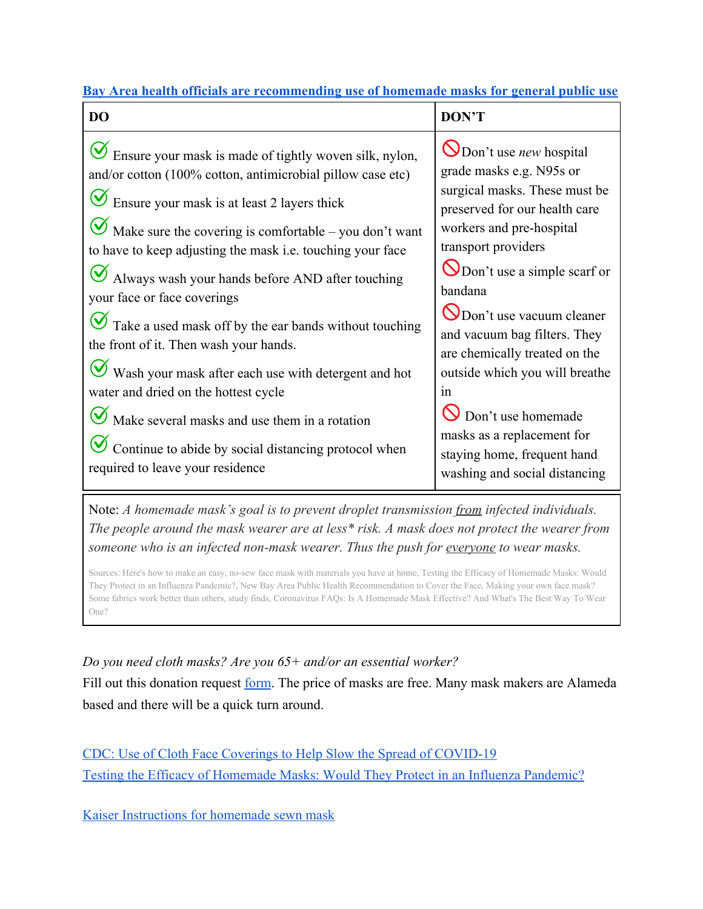**[Bay Area health officials are recommending use of homemade masks for general public use]()**

| DO | DON'T |
|---|---|
| ✅ Ensure your mask is made of tightly woven silk, nylon, and/or cotton (100% cotton, antimicrobial pillow case etc)<br>✅ Ensure your mask is at least 2 layers thick<br>✅ Make sure the covering is comfortable – you don't want to have to keep adjusting the mask i.e. touching your face<br>✅ Always wash your hands before AND after touching your face or face coverings<br>✅ Take a used mask off by the ear bands without touching the front of it. Then wash your hands.<br>✅ Wash your mask after each use with detergent and hot water and dried on the hottest cycle<br>✅ Make several masks and use them in a rotation<br>✅ Continue to abide by social distancing protocol when required to leave your residence | 🚫 Don't use *new* hospital grade masks e.g. N95s or surgical masks. These must be preserved for our health care workers and pre-hospital transport providers<br>🚫 Don't use a simple scarf or bandana<br>🚫 Don't use vacuum cleaner and vacuum bag filters. They are chemically treated on the outside which you will breathe in<br>🚫 Don't use homemade masks as a replacement for staying home, frequent hand washing and social distancing |

Note: *A homemade mask's goal is to prevent droplet transmission <u>from</u> infected individuals. The people around the mask wearer are at less* risk. A mask does not protect the wearer from someone who is an infected non-mask wearer. Thus the push for <u>everyone</u> to wear masks.*

Sources: Here's how to make an easy, no-sew face mask with materials you have at home, Testing the Efficacy of Homemade Masks: Would They Protect in an Influenza Pandemic?, New Bay Area Public Health Recommendation to Cover the Face, Making your own face mask? Some fabrics work better than others, study finds, Coronavirus FAQs: Is A Homemade Mask Effective? And What's The Best Way To Wear One?

*Do you need cloth masks? Are you 65+ and/or an essential worker?*

Fill out this donation request [form](). The price of masks are free. Many mask makers are Alameda based and there will be a quick turn around.

[CDC: Use of Cloth Face Coverings to Help Slow the Spread of COVID-19]()

[Testing the Efficacy of Homemade Masks: Would They Protect in an Influenza Pandemic?]()

[Kaiser Instructions for homemade sewn mask]()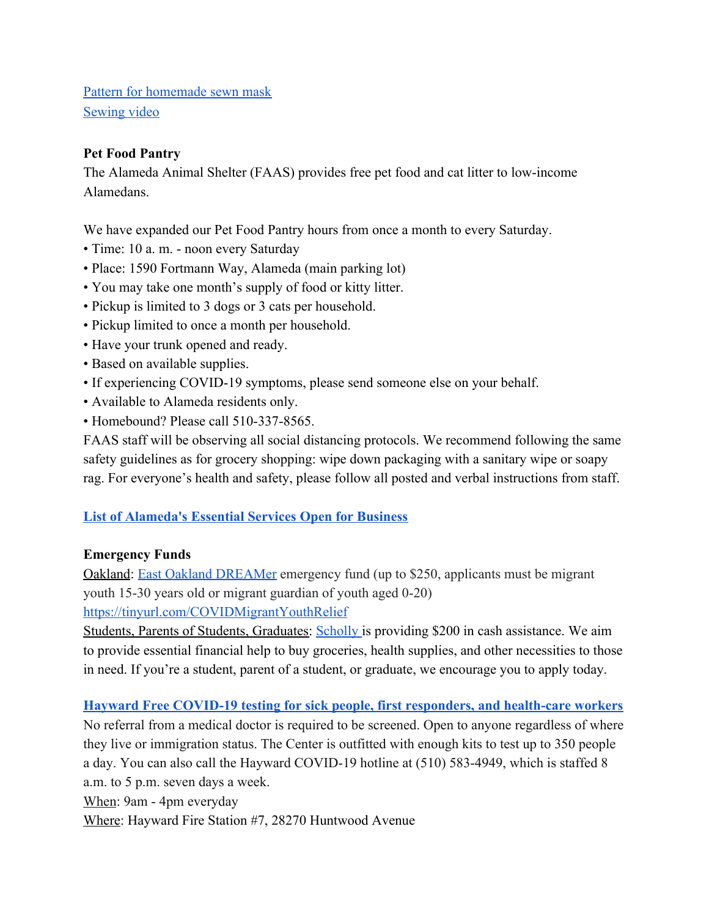Pattern for homemade sewn mask
Sewing video

**Pet Food Pantry**
The Alameda Animal Shelter (FAAS) provides free pet food and cat litter to low-income Alamedans.

We have expanded our Pet Food Pantry hours from once a month to every Saturday.
- Time: 10 a. m. - noon every Saturday
- Place: 1590 Fortmann Way, Alameda (main parking lot)
- You may take one month's supply of food or kitty litter.
- Pickup is limited to 3 dogs or 3 cats per household.
- Pickup limited to once a month per household.
- Have your trunk opened and ready.
- Based on available supplies.
- If experiencing COVID-19 symptoms, please send someone else on your behalf.
- Available to Alameda residents only.
- Homebound? Please call 510-337-8565.

FAAS staff will be observing all social distancing protocols. We recommend following the same safety guidelines as for grocery shopping: wipe down packaging with a sanitary wipe or soapy rag. For everyone's health and safety, please follow all posted and verbal instructions from staff.

**List of Alameda's Essential Services Open for Business**

**Emergency Funds**
Oakland: East Oakland DREAMer emergency fund (up to $250, applicants must be migrant youth 15-30 years old or migrant guardian of youth aged 0-20)
https://tinyurl.com/COVIDMigrantYouthRelief
Students, Parents of Students, Graduates: Scholly is providing $200 in cash assistance. We aim to provide essential financial help to buy groceries, health supplies, and other necessities to those in need. If you're a student, parent of a student, or graduate, we encourage you to apply today.

**Hayward Free COVID-19 testing for sick people, first responders, and health-care workers**
No referral from a medical doctor is required to be screened. Open to anyone regardless of where they live or immigration status. The Center is outfitted with enough kits to test up to 350 people a day. You can also call the Hayward COVID-19 hotline at (510) 583-4949, which is staffed 8 a.m. to 5 p.m. seven days a week.
When: 9am - 4pm everyday
Where: Hayward Fire Station #7, 28270 Huntwood Avenue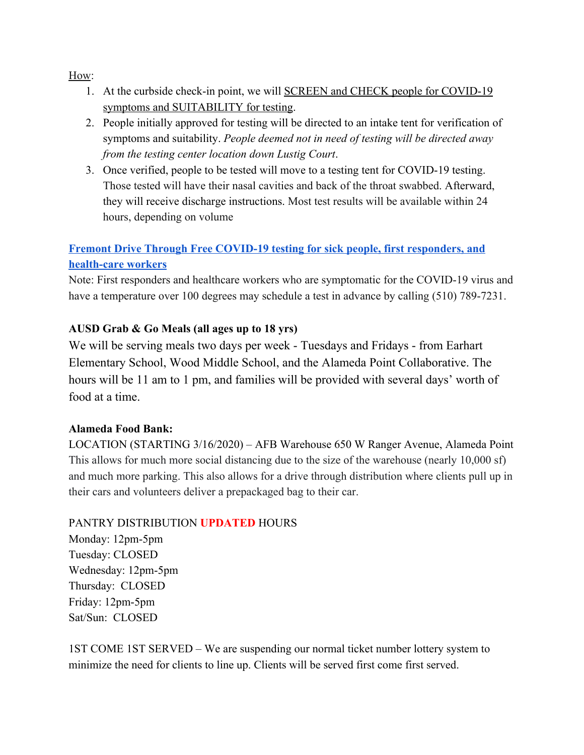<u>How</u>:

1. At the curbside check-in point, we will <u>SCREEN and CHECK people for COVID-19 symptoms and SUITABILITY for testing</u>.
2. People initially approved for testing will be directed to an intake tent for verification of symptoms and suitability. *People deemed not in need of testing will be directed away from the testing center location down Lustig Court*.
3. Once verified, people to be tested will move to a testing tent for COVID-19 testing. Those tested will have their nasal cavities and back of the throat swabbed. Afterward, they will receive discharge instructions. Most test results will be available within 24 hours, depending on volume

**Fremont Drive Through Free COVID-19 testing for sick people, first responders, and health-care workers**

Note: First responders and healthcare workers who are symptomatic for the COVID-19 virus and have a temperature over 100 degrees may schedule a test in advance by calling (510) 789-7231.

**AUSD Grab & Go Meals (all ages up to 18 yrs)**

We will be serving meals two days per week - Tuesdays and Fridays - from Earhart Elementary School, Wood Middle School, and the Alameda Point Collaborative. The hours will be 11 am to 1 pm, and families will be provided with several days' worth of food at a time.

**Alameda Food Bank:**

LOCATION (STARTING 3/16/2020) – AFB Warehouse 650 W Ranger Avenue, Alameda Point
This allows for much more social distancing due to the size of the warehouse (nearly 10,000 sf) and much more parking. This also allows for a drive through distribution where clients pull up in their cars and volunteers deliver a prepackaged bag to their car.

PANTRY DISTRIBUTION **UPDATED** HOURS
Monday: 12pm-5pm
Tuesday: CLOSED
Wednesday: 12pm-5pm
Thursday: CLOSED
Friday: 12pm-5pm
Sat/Sun: CLOSED

1ST COME 1ST SERVED – We are suspending our normal ticket number lottery system to minimize the need for clients to line up. Clients will be served first come first served.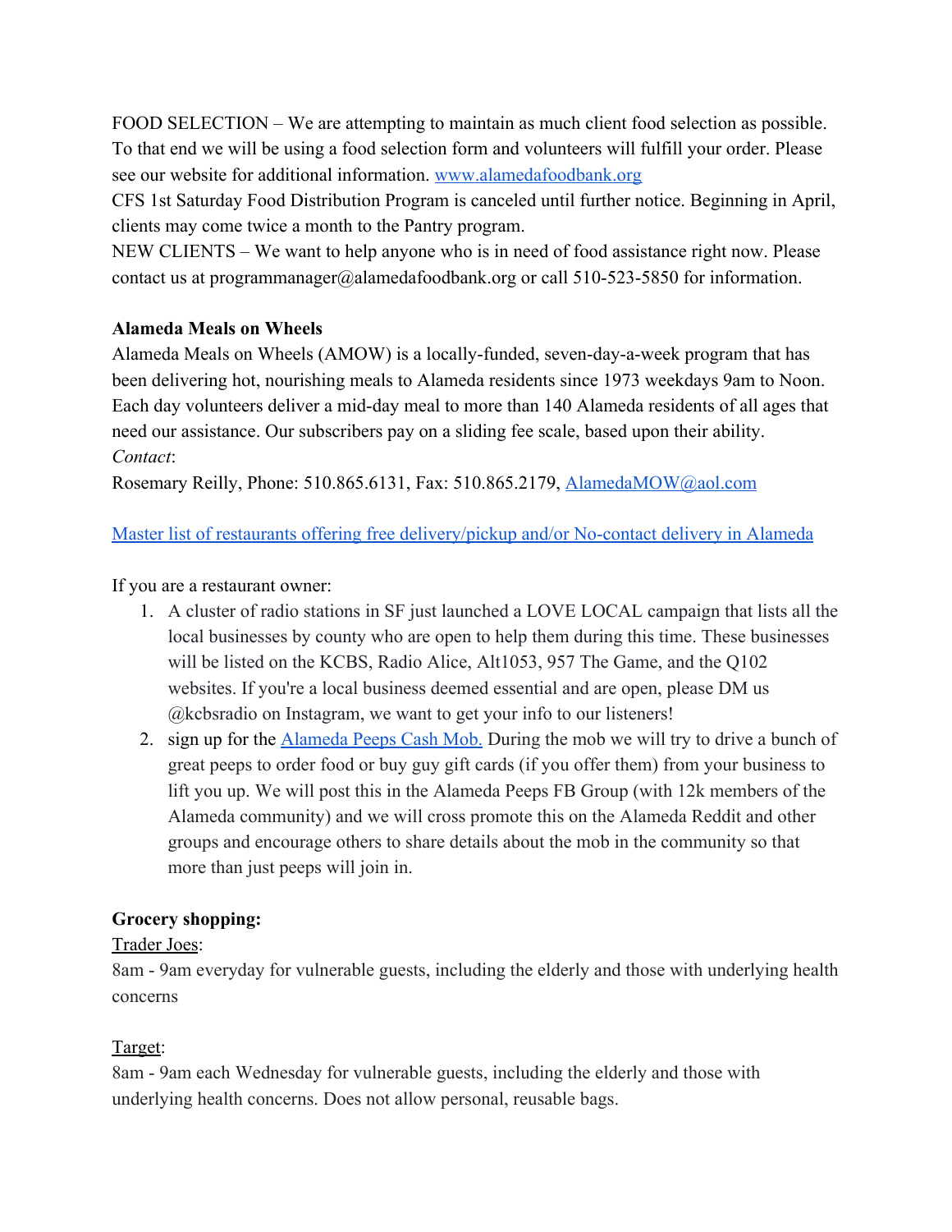FOOD SELECTION – We are attempting to maintain as much client food selection as possible. To that end we will be using a food selection form and volunteers will fulfill your order. Please see our website for additional information. [www.alamedafoodbank.org](http://www.alamedafoodbank.org)
CFS 1st Saturday Food Distribution Program is canceled until further notice. Beginning in April, clients may come twice a month to the Pantry program.
NEW CLIENTS – We want to help anyone who is in need of food assistance right now. Please contact us at programmanager@alamedafoodbank.org or call 510-523-5850 for information.

**Alameda Meals on Wheels**
Alameda Meals on Wheels (AMOW) is a locally-funded, seven-day-a-week program that has been delivering hot, nourishing meals to Alameda residents since 1973 weekdays 9am to Noon. Each day volunteers deliver a mid-day meal to more than 140 Alameda residents of all ages that need our assistance. Our subscribers pay on a sliding fee scale, based upon their ability.
*Contact*:
Rosemary Reilly, Phone: 510.865.6131, Fax: 510.865.2179, AlamedaMOW@aol.com

Master list of restaurants offering free delivery/pickup and/or No-contact delivery in Alameda

If you are a restaurant owner:

1. A cluster of radio stations in SF just launched a LOVE LOCAL campaign that lists all the local businesses by county who are open to help them during this time. These businesses will be listed on the KCBS, Radio Alice, Alt1053, 957 The Game, and the Q102 websites. If you're a local business deemed essential and are open, please DM us @kcbsradio on Instagram, we want to get your info to our listeners!
2. sign up for the Alameda Peeps Cash Mob. During the mob we will try to drive a bunch of great peeps to order food or buy guy gift cards (if you offer them) from your business to lift you up. We will post this in the Alameda Peeps FB Group (with 12k members of the Alameda community) and we will cross promote this on the Alameda Reddit and other groups and encourage others to share details about the mob in the community so that more than just peeps will join in.

**Grocery shopping:**

Trader Joes:
8am - 9am everyday for vulnerable guests, including the elderly and those with underlying health concerns

Target:
8am - 9am each Wednesday for vulnerable guests, including the elderly and those with underlying health concerns. Does not allow personal, reusable bags.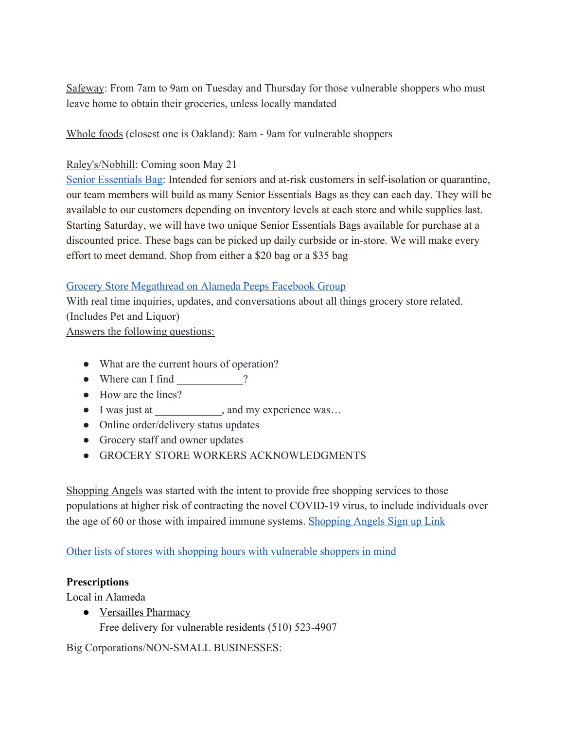Safeway: From 7am to 9am on Tuesday and Thursday for those vulnerable shoppers who must leave home to obtain their groceries, unless locally mandated

Whole foods (closest one is Oakland): 8am - 9am for vulnerable shoppers

Raley's/Nobhill: Coming soon May 21
Senior Essentials Bag: Intended for seniors and at-risk customers in self-isolation or quarantine, our team members will build as many Senior Essentials Bags as they can each day. They will be available to our customers depending on inventory levels at each store and while supplies last. Starting Saturday, we will have two unique Senior Essentials Bags available for purchase at a discounted price. These bags can be picked up daily curbside or in-store. We will make every effort to meet demand. Shop from either a $20 bag or a $35 bag

Grocery Store Megathread on Alameda Peeps Facebook Group
With real time inquiries, updates, and conversations about all things grocery store related. (Includes Pet and Liquor)
Answers the following questions:

- What are the current hours of operation?
- Where can I find ____________?
- How are the lines?
- I was just at ____________, and my experience was…
- Online order/delivery status updates
- Grocery staff and owner updates
- GROCERY STORE WORKERS ACKNOWLEDGMENTS

Shopping Angels was started with the intent to provide free shopping services to those populations at higher risk of contracting the novel COVID-19 virus, to include individuals over the age of 60 or those with impaired immune systems. Shopping Angels Sign up Link

Other lists of stores with shopping hours with vulnerable shoppers in mind

**Prescriptions**
Local in Alameda

- Versailles Pharmacy
  Free delivery for vulnerable residents (510) 523-4907

Big Corporations/NON-SMALL BUSINESSES: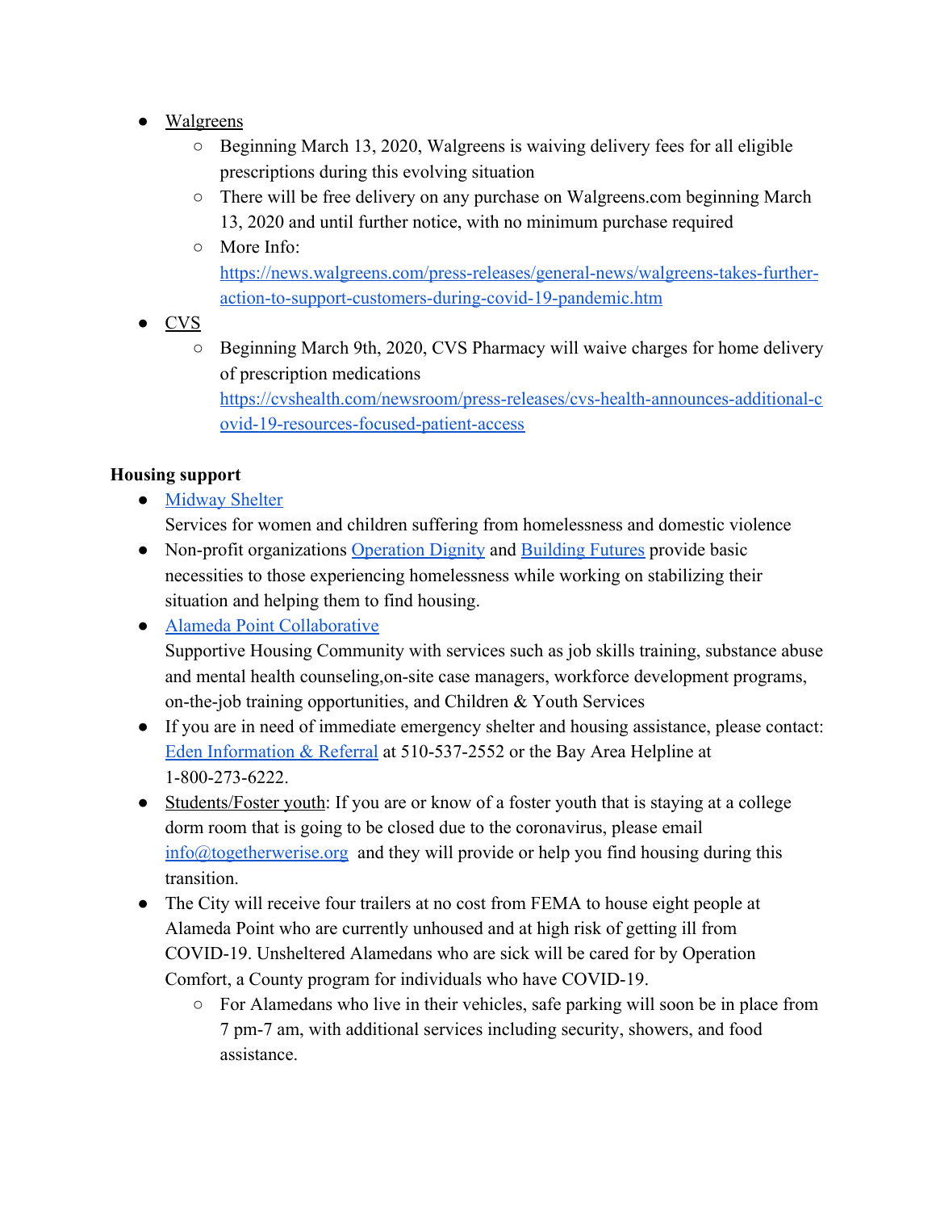- [Walgreens]
    - Beginning March 13, 2020, Walgreens is waiving delivery fees for all eligible prescriptions during this evolving situation
    - There will be free delivery on any purchase on Walgreens.com beginning March 13, 2020 and until further notice, with no minimum purchase required
    - More Info: https://news.walgreens.com/press-releases/general-news/walgreens-takes-further-action-to-support-customers-during-covid-19-pandemic.htm
- [CVS]
    - Beginning March 9th, 2020, CVS Pharmacy will waive charges for home delivery of prescription medications https://cvshealth.com/newsroom/press-releases/cvs-health-announces-additional-covid-19-resources-focused-patient-access

**Housing support**

- [Midway Shelter]
  Services for women and children suffering from homelessness and domestic violence
- Non-profit organizations [Operation Dignity] and [Building Futures] provide basic necessities to those experiencing homelessness while working on stabilizing their situation and helping them to find housing.
- [Alameda Point Collaborative]
  Supportive Housing Community with services such as job skills training, substance abuse and mental health counseling,on-site case managers, workforce development programs, on-the-job training opportunities, and Children & Youth Services
- If you are in need of immediate emergency shelter and housing assistance, please contact: [Eden Information & Referral] at 510-537-2552 or the Bay Area Helpline at 1-800-273-6222.
- Students/Foster youth: If you are or know of a foster youth that is staying at a college dorm room that is going to be closed due to the coronavirus, please email info@togetherwerise.org and they will provide or help you find housing during this transition.
- The City will receive four trailers at no cost from FEMA to house eight people at Alameda Point who are currently unhoused and at high risk of getting ill from COVID-19. Unsheltered Alamedans who are sick will be cared for by Operation Comfort, a County program for individuals who have COVID-19.
    - For Alamedans who live in their vehicles, safe parking will soon be in place from 7 pm-7 am, with additional services including security, showers, and food assistance.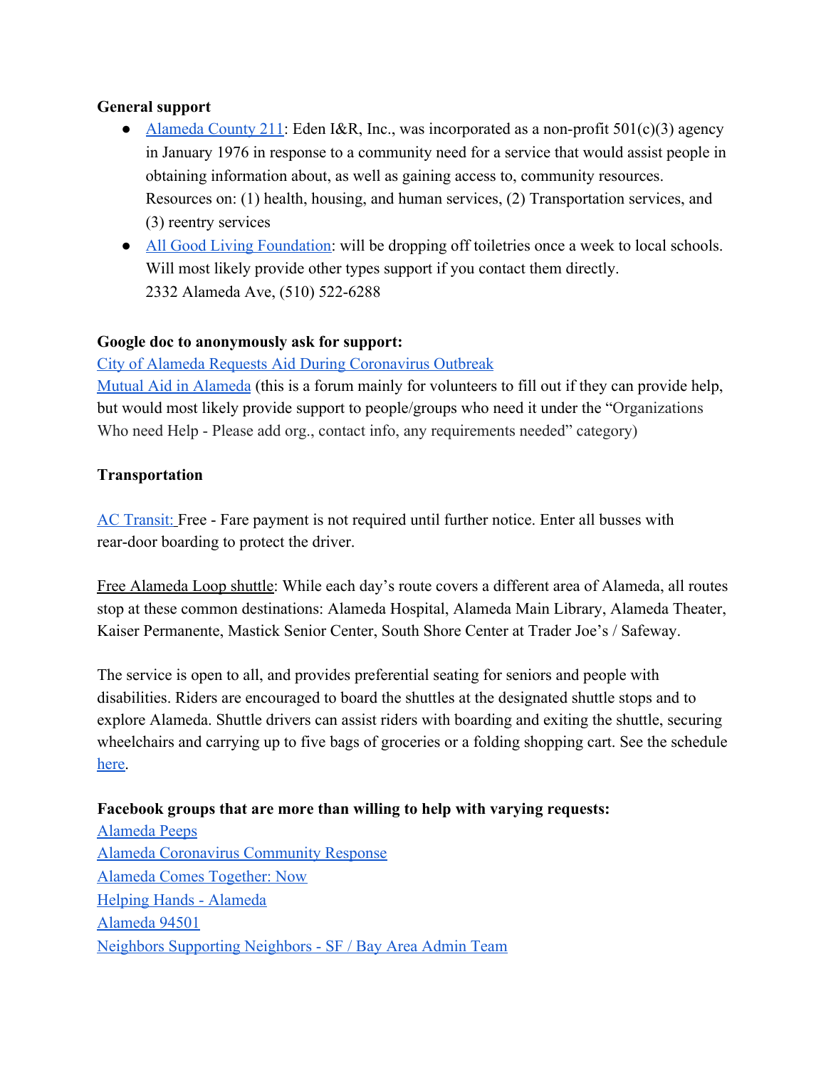**General support**

- Alameda County 211: Eden I&R, Inc., was incorporated as a non-profit 501(c)(3) agency in January 1976 in response to a community need for a service that would assist people in obtaining information about, as well as gaining access to, community resources. Resources on: (1) health, housing, and human services, (2) Transportation services, and (3) reentry services
- All Good Living Foundation: will be dropping off toiletries once a week to local schools. Will most likely provide other types support if you contact them directly.
  2332 Alameda Ave, (510) 522-6288

**Google doc to anonymously ask for support:**

City of Alameda Requests Aid During Coronavirus Outbreak

Mutual Aid in Alameda (this is a forum mainly for volunteers to fill out if they can provide help, but would most likely provide support to people/groups who need it under the "Organizations Who need Help - Please add org., contact info, any requirements needed" category)

**Transportation**

AC Transit: Free - Fare payment is not required until further notice. Enter all busses with rear-door boarding to protect the driver.

Free Alameda Loop shuttle: While each day's route covers a different area of Alameda, all routes stop at these common destinations: Alameda Hospital, Alameda Main Library, Alameda Theater, Kaiser Permanente, Mastick Senior Center, South Shore Center at Trader Joe's / Safeway.

The service is open to all, and provides preferential seating for seniors and people with disabilities. Riders are encouraged to board the shuttles at the designated shuttle stops and to explore Alameda. Shuttle drivers can assist riders with boarding and exiting the shuttle, securing wheelchairs and carrying up to five bags of groceries or a folding shopping cart. See the schedule here.

**Facebook groups that are more than willing to help with varying requests:**

Alameda Peeps

Alameda Coronavirus Community Response

Alameda Comes Together: Now

Helping Hands - Alameda

Alameda 94501

Neighbors Supporting Neighbors - SF / Bay Area Admin Team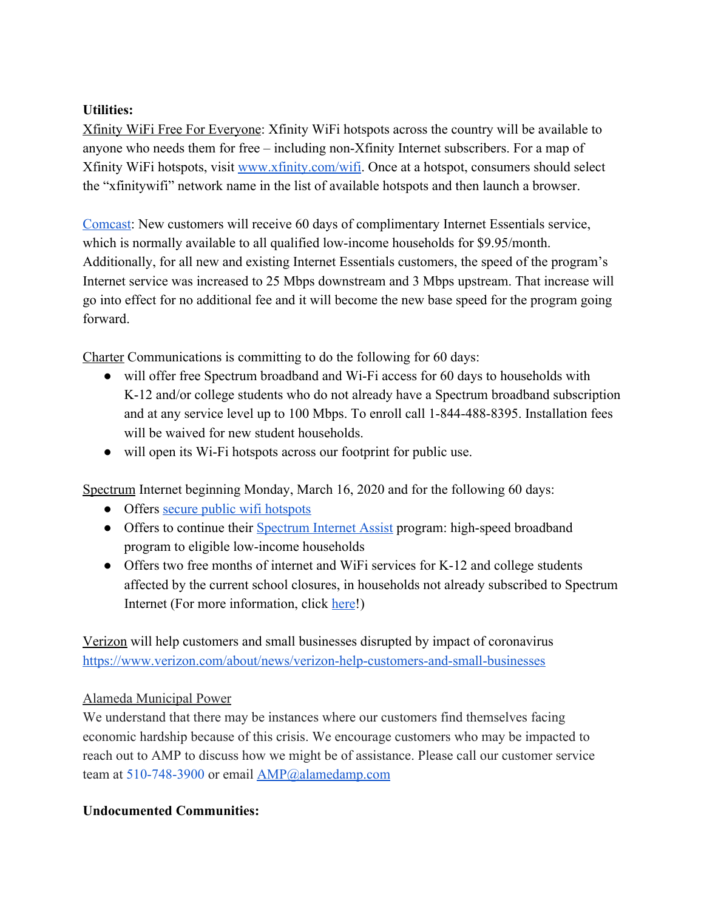**Utilities:**

Xfinity WiFi Free For Everyone: Xfinity WiFi hotspots across the country will be available to anyone who needs them for free – including non-Xfinity Internet subscribers. For a map of Xfinity WiFi hotspots, visit www.xfinity.com/wifi. Once at a hotspot, consumers should select the "xfinitywifi" network name in the list of available hotspots and then launch a browser.

Comcast: New customers will receive 60 days of complimentary Internet Essentials service, which is normally available to all qualified low-income households for $9.95/month. Additionally, for all new and existing Internet Essentials customers, the speed of the program's Internet service was increased to 25 Mbps downstream and 3 Mbps upstream. That increase will go into effect for no additional fee and it will become the new base speed for the program going forward.

Charter Communications is committing to do the following for 60 days:

- will offer free Spectrum broadband and Wi-Fi access for 60 days to households with K-12 and/or college students who do not already have a Spectrum broadband subscription and at any service level up to 100 Mbps. To enroll call 1-844-488-8395. Installation fees will be waived for new student households.
- will open its Wi-Fi hotspots across our footprint for public use.

Spectrum Internet beginning Monday, March 16, 2020 and for the following 60 days:

- Offers secure public wifi hotspots
- Offers to continue their Spectrum Internet Assist program: high-speed broadband program to eligible low-income households
- Offers two free months of internet and WiFi services for K-12 and college students affected by the current school closures, in households not already subscribed to Spectrum Internet (For more information, click here!)

Verizon will help customers and small businesses disrupted by impact of coronavirus https://www.verizon.com/about/news/verizon-help-customers-and-small-businesses

Alameda Municipal Power

We understand that there may be instances where our customers find themselves facing economic hardship because of this crisis. We encourage customers who may be impacted to reach out to AMP to discuss how we might be of assistance. Please call our customer service team at 510-748-3900 or email AMP@alamedamp.com

**Undocumented Communities:**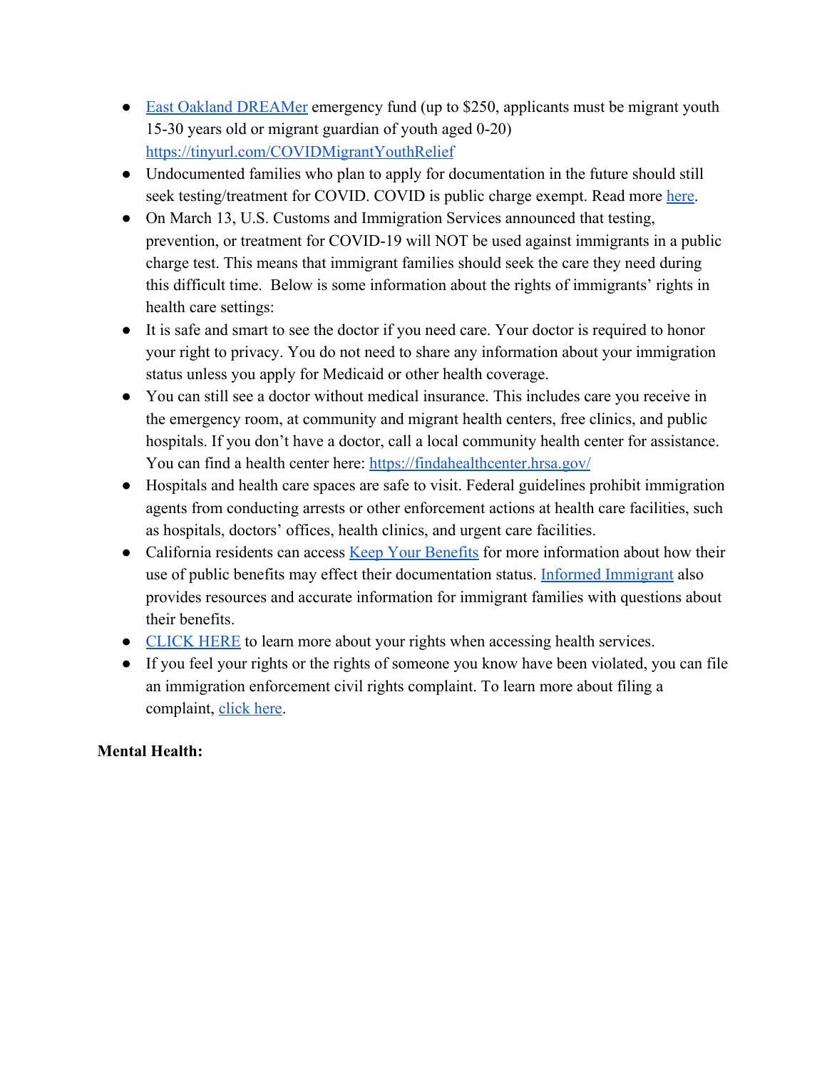- East Oakland DREAMer emergency fund (up to $250, applicants must be migrant youth 15-30 years old or migrant guardian of youth aged 0-20) https://tinyurl.com/COVIDMigrantYouthRelief
- Undocumented families who plan to apply for documentation in the future should still seek testing/treatment for COVID. COVID is public charge exempt. Read more here.
- On March 13, U.S. Customs and Immigration Services announced that testing, prevention, or treatment for COVID-19 will NOT be used against immigrants in a public charge test. This means that immigrant families should seek the care they need during this difficult time. Below is some information about the rights of immigrants' rights in health care settings:
- It is safe and smart to see the doctor if you need care. Your doctor is required to honor your right to privacy. You do not need to share any information about your immigration status unless you apply for Medicaid or other health coverage.
- You can still see a doctor without medical insurance. This includes care you receive in the emergency room, at community and migrant health centers, free clinics, and public hospitals. If you don't have a doctor, call a local community health center for assistance. You can find a health center here: https://findahealthcenter.hrsa.gov/
- Hospitals and health care spaces are safe to visit. Federal guidelines prohibit immigration agents from conducting arrests or other enforcement actions at health care facilities, such as hospitals, doctors' offices, health clinics, and urgent care facilities.
- California residents can access Keep Your Benefits for more information about how their use of public benefits may effect their documentation status. Informed Immigrant also provides resources and accurate information for immigrant families with questions about their benefits.
- CLICK HERE to learn more about your rights when accessing health services.
- If you feel your rights or the rights of someone you know have been violated, you can file an immigration enforcement civil rights complaint. To learn more about filing a complaint, click here.

**Mental Health:**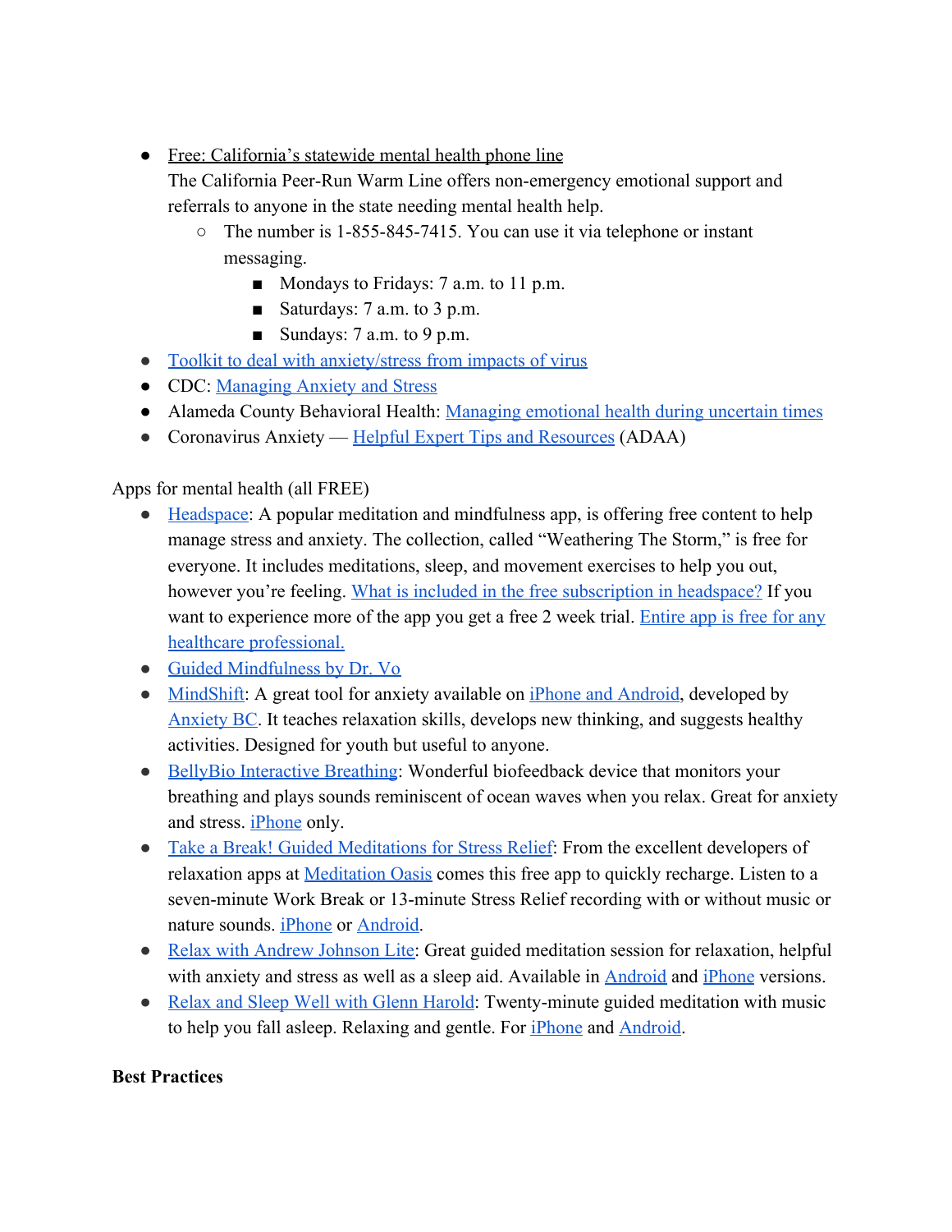- Free: California's statewide mental health phone line
  The California Peer-Run Warm Line offers non-emergency emotional support and referrals to anyone in the state needing mental health help.
  - The number is 1-855-845-7415. You can use it via telephone or instant messaging.
    - Mondays to Fridays: 7 a.m. to 11 p.m.
    - Saturdays: 7 a.m. to 3 p.m.
    - Sundays: 7 a.m. to 9 p.m.
- Toolkit to deal with anxiety/stress from impacts of virus
- CDC: Managing Anxiety and Stress
- Alameda County Behavioral Health: Managing emotional health during uncertain times
- Coronavirus Anxiety — Helpful Expert Tips and Resources (ADAA)

Apps for mental health (all FREE)

- Headspace: A popular meditation and mindfulness app, is offering free content to help manage stress and anxiety. The collection, called "Weathering The Storm," is free for everyone. It includes meditations, sleep, and movement exercises to help you out, however you're feeling. What is included in the free subscription in headspace? If you want to experience more of the app you get a free 2 week trial. Entire app is free for any healthcare professional.
- Guided Mindfulness by Dr. Vo
- MindShift: A great tool for anxiety available on iPhone and Android, developed by Anxiety BC. It teaches relaxation skills, develops new thinking, and suggests healthy activities. Designed for youth but useful to anyone.
- BellyBio Interactive Breathing: Wonderful biofeedback device that monitors your breathing and plays sounds reminiscent of ocean waves when you relax. Great for anxiety and stress. iPhone only.
- Take a Break! Guided Meditations for Stress Relief: From the excellent developers of relaxation apps at Meditation Oasis comes this free app to quickly recharge. Listen to a seven-minute Work Break or 13-minute Stress Relief recording with or without music or nature sounds. iPhone or Android.
- Relax with Andrew Johnson Lite: Great guided meditation session for relaxation, helpful with anxiety and stress as well as a sleep aid. Available in Android and iPhone versions.
- Relax and Sleep Well with Glenn Harold: Twenty-minute guided meditation with music to help you fall asleep. Relaxing and gentle. For iPhone and Android.

**Best Practices**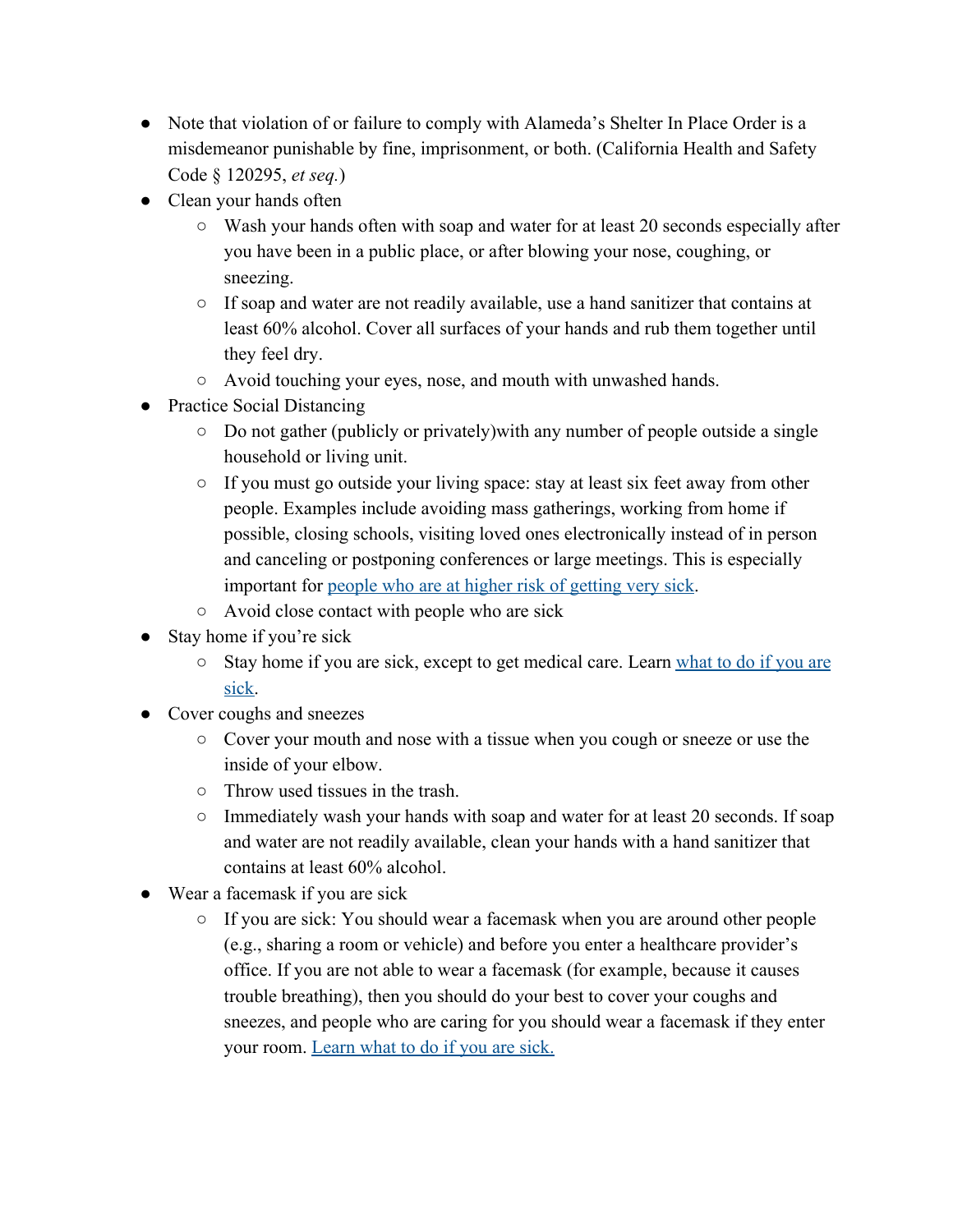- Note that violation of or failure to comply with Alameda's Shelter In Place Order is a misdemeanor punishable by fine, imprisonment, or both. (California Health and Safety Code § 120295, *et seq.*)
- Clean your hands often
  - Wash your hands often with soap and water for at least 20 seconds especially after you have been in a public place, or after blowing your nose, coughing, or sneezing.
  - If soap and water are not readily available, use a hand sanitizer that contains at least 60% alcohol. Cover all surfaces of your hands and rub them together until they feel dry.
  - Avoid touching your eyes, nose, and mouth with unwashed hands.
- Practice Social Distancing
  - Do not gather (publicly or privately)with any number of people outside a single household or living unit.
  - If you must go outside your living space: stay at least six feet away from other people. Examples include avoiding mass gatherings, working from home if possible, closing schools, visiting loved ones electronically instead of in person and canceling or postponing conferences or large meetings. This is especially important for [people who are at higher risk of getting very sick]().
  - Avoid close contact with people who are sick
- Stay home if you're sick
  - Stay home if you are sick, except to get medical care. Learn [what to do if you are sick]().
- Cover coughs and sneezes
  - Cover your mouth and nose with a tissue when you cough or sneeze or use the inside of your elbow.
  - Throw used tissues in the trash.
  - Immediately wash your hands with soap and water for at least 20 seconds. If soap and water are not readily available, clean your hands with a hand sanitizer that contains at least 60% alcohol.
- Wear a facemask if you are sick
  - If you are sick: You should wear a facemask when you are around other people (e.g., sharing a room or vehicle) and before you enter a healthcare provider's office. If you are not able to wear a facemask (for example, because it causes trouble breathing), then you should do your best to cover your coughs and sneezes, and people who are caring for you should wear a facemask if they enter your room. [Learn what to do if you are sick.]()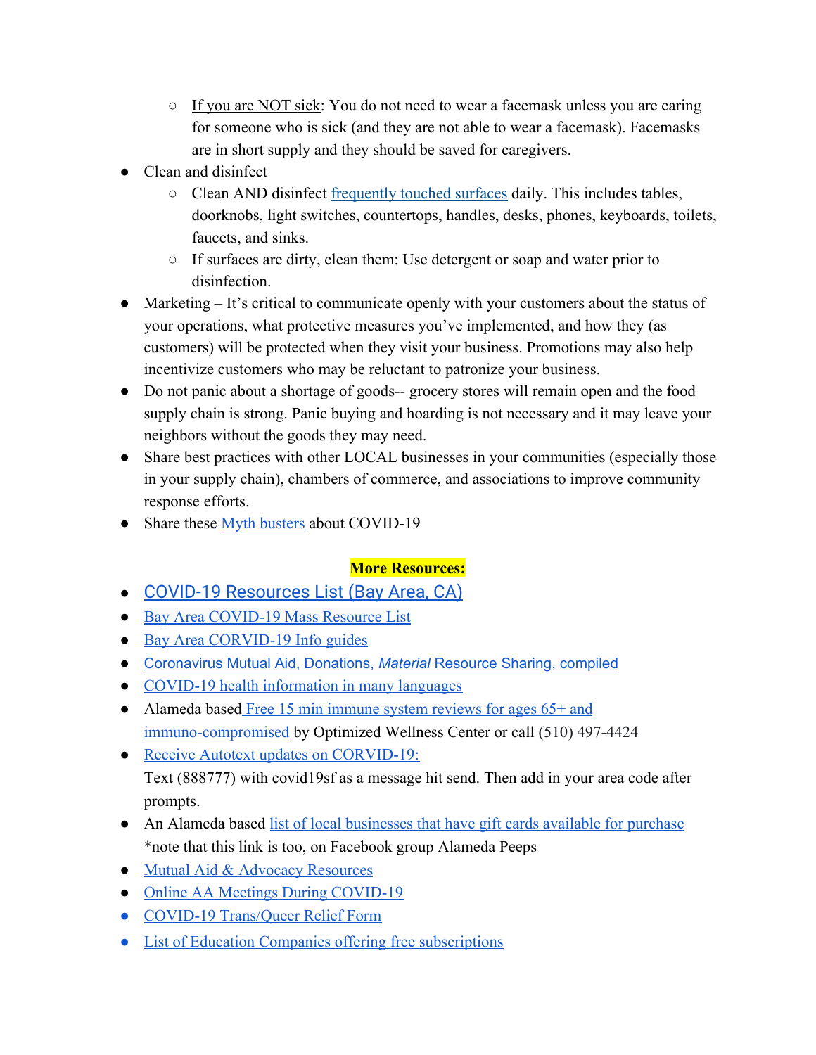- If you are NOT sick: You do not need to wear a facemask unless you are caring for someone who is sick (and they are not able to wear a facemask). Facemasks are in short supply and they should be saved for caregivers.
- Clean and disinfect
  - Clean AND disinfect frequently touched surfaces daily. This includes tables, doorknobs, light switches, countertops, handles, desks, phones, keyboards, toilets, faucets, and sinks.
  - If surfaces are dirty, clean them: Use detergent or soap and water prior to disinfection.
- Marketing – It's critical to communicate openly with your customers about the status of your operations, what protective measures you've implemented, and how they (as customers) will be protected when they visit your business. Promotions may also help incentivize customers who may be reluctant to patronize your business.
- Do not panic about a shortage of goods-- grocery stores will remain open and the food supply chain is strong. Panic buying and hoarding is not necessary and it may leave your neighbors without the goods they may need.
- Share best practices with other LOCAL businesses in your communities (especially those in your supply chain), chambers of commerce, and associations to improve community response efforts.
- Share these Myth busters about COVID-19

**More Resources:**

- COVID-19 Resources List (Bay Area, CA)
- Bay Area COVID-19 Mass Resource List
- Bay Area CORVID-19 Info guides
- Coronavirus Mutual Aid, Donations, *Material* Resource Sharing, compiled
- COVID-19 health information in many languages
- Alameda based Free 15 min immune system reviews for ages 65+ and immuno-compromised by Optimized Wellness Center or call (510) 497-4424
- Receive Autotext updates on CORVID-19:
  Text (888777) with covid19sf as a message hit send. Then add in your area code after prompts.
- An Alameda based list of local businesses that have gift cards available for purchase
  *note that this link is too, on Facebook group Alameda Peeps
- Mutual Aid & Advocacy Resources
- Online AA Meetings During COVID-19
- COVID-19 Trans/Queer Relief Form
- List of Education Companies offering free subscriptions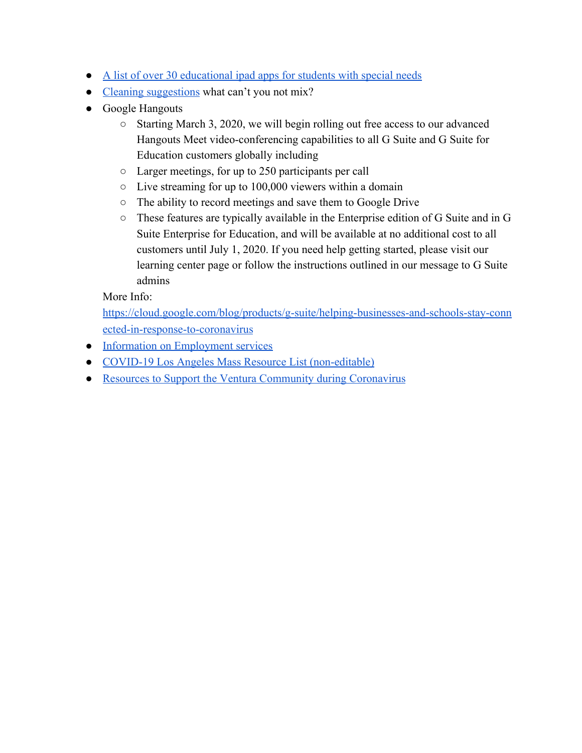- A list of over 30 educational ipad apps for students with special needs
- Cleaning suggestions what can't you not mix?
- Google Hangouts
  - Starting March 3, 2020, we will begin rolling out free access to our advanced Hangouts Meet video-conferencing capabilities to all G Suite and G Suite for Education customers globally including
  - Larger meetings, for up to 250 participants per call
  - Live streaming for up to 100,000 viewers within a domain
  - The ability to record meetings and save them to Google Drive
  - These features are typically available in the Enterprise edition of G Suite and in G Suite Enterprise for Education, and will be available at no additional cost to all customers until July 1, 2020. If you need help getting started, please visit our learning center page or follow the instructions outlined in our message to G Suite admins

  More Info: https://cloud.google.com/blog/products/g-suite/helping-businesses-and-schools-stay-connected-in-response-to-coronavirus
- Information on Employment services
- COVID-19 Los Angeles Mass Resource List (non-editable)
- Resources to Support the Ventura Community during Coronavirus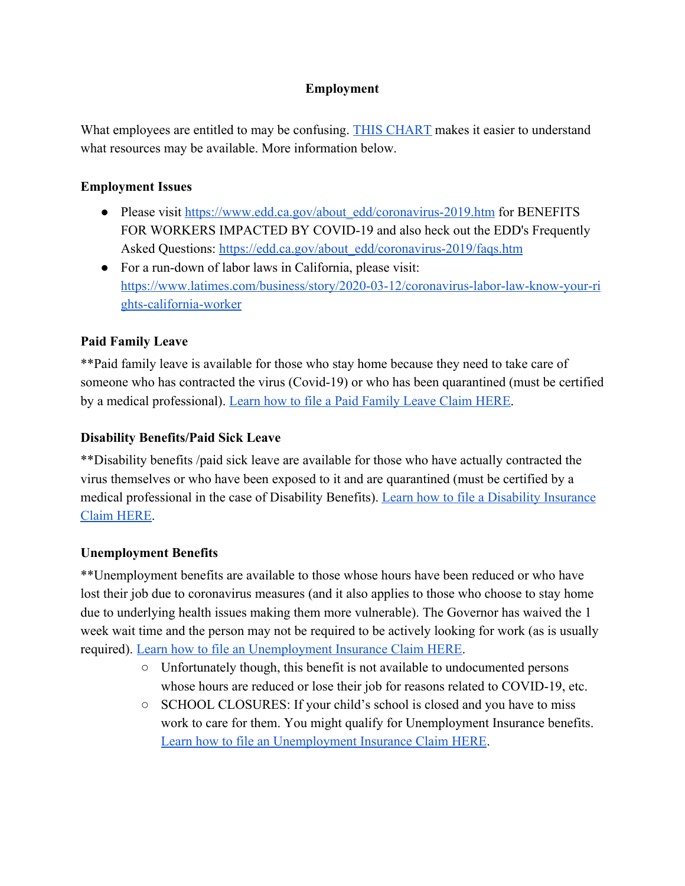# Employment

What employees are entitled to may be confusing. THIS CHART makes it easier to understand what resources may be available. More information below.

**Employment Issues**

- Please visit https://www.edd.ca.gov/about_edd/coronavirus-2019.htm for BENEFITS FOR WORKERS IMPACTED BY COVID-19 and also heck out the EDD's Frequently Asked Questions: https://edd.ca.gov/about_edd/coronavirus-2019/faqs.htm
- For a run-down of labor laws in California, please visit: https://www.latimes.com/business/story/2020-03-12/coronavirus-labor-law-know-your-rights-california-worker

**Paid Family Leave**

**Paid family leave is available for those who stay home because they need to take care of someone who has contracted the virus (Covid-19) or who has been quarantined (must be certified by a medical professional). Learn how to file a Paid Family Leave Claim HERE.

**Disability Benefits/Paid Sick Leave**

**Disability benefits /paid sick leave are available for those who have actually contracted the virus themselves or who have been exposed to it and are quarantined (must be certified by a medical professional in the case of Disability Benefits). Learn how to file a Disability Insurance Claim HERE.

**Unemployment Benefits**

**Unemployment benefits are available to those whose hours have been reduced or who have lost their job due to coronavirus measures (and it also applies to those who choose to stay home due to underlying health issues making them more vulnerable). The Governor has waived the 1 week wait time and the person may not be required to be actively looking for work (as is usually required). Learn how to file an Unemployment Insurance Claim HERE.

- Unfortunately though, this benefit is not available to undocumented persons whose hours are reduced or lose their job for reasons related to COVID-19, etc.
- SCHOOL CLOSURES: If your child's school is closed and you have to miss work to care for them. You might qualify for Unemployment Insurance benefits. Learn how to file an Unemployment Insurance Claim HERE.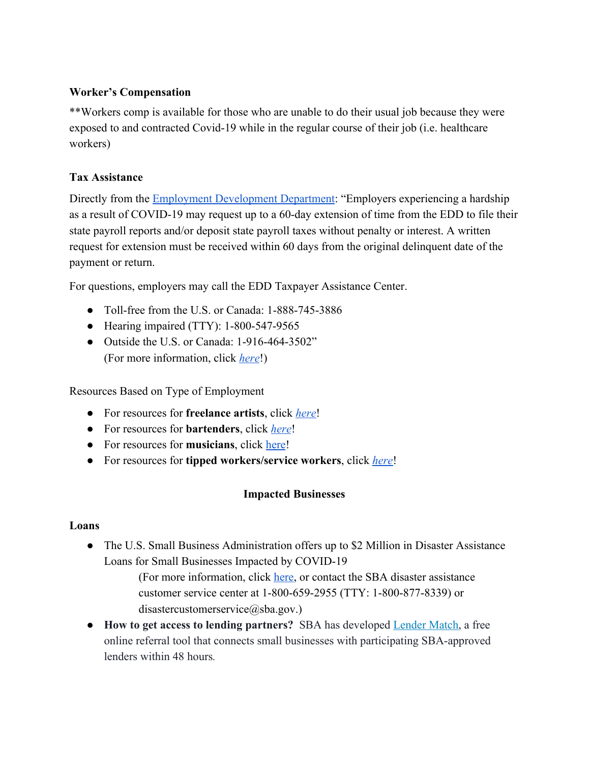**Worker's Compensation**

**Workers comp is available for those who are unable to do their usual job because they were exposed to and contracted Covid-19 while in the regular course of their job (i.e. healthcare workers)

**Tax Assistance**

Directly from the Employment Development Department: "Employers experiencing a hardship as a result of COVID-19 may request up to a 60-day extension of time from the EDD to file their state payroll reports and/or deposit state payroll taxes without penalty or interest. A written request for extension must be received within 60 days from the original delinquent date of the payment or return.

For questions, employers may call the EDD Taxpayer Assistance Center.

- Toll-free from the U.S. or Canada: 1-888-745-3886
- Hearing impaired (TTY): 1-800-547-9565
- Outside the U.S. or Canada: 1-916-464-3502"
  (For more information, click *here*!)

Resources Based on Type of Employment

- For resources for **freelance artists**, click *here*!
- For resources for **bartenders**, click *here*!
- For resources for **musicians**, click here!
- For resources for **tipped workers/service workers**, click *here*!

## Impacted Businesses

**Loans**

- The U.S. Small Business Administration offers up to $2 Million in Disaster Assistance Loans for Small Businesses Impacted by COVID-19
  (For more information, click here, or contact the SBA disaster assistance customer service center at 1-800-659-2955 (TTY: 1-800-877-8339) or disastercustomerservice@sba.gov.)
- **How to get access to lending partners?** SBA has developed Lender Match, a free online referral tool that connects small businesses with participating SBA-approved lenders within 48 hours.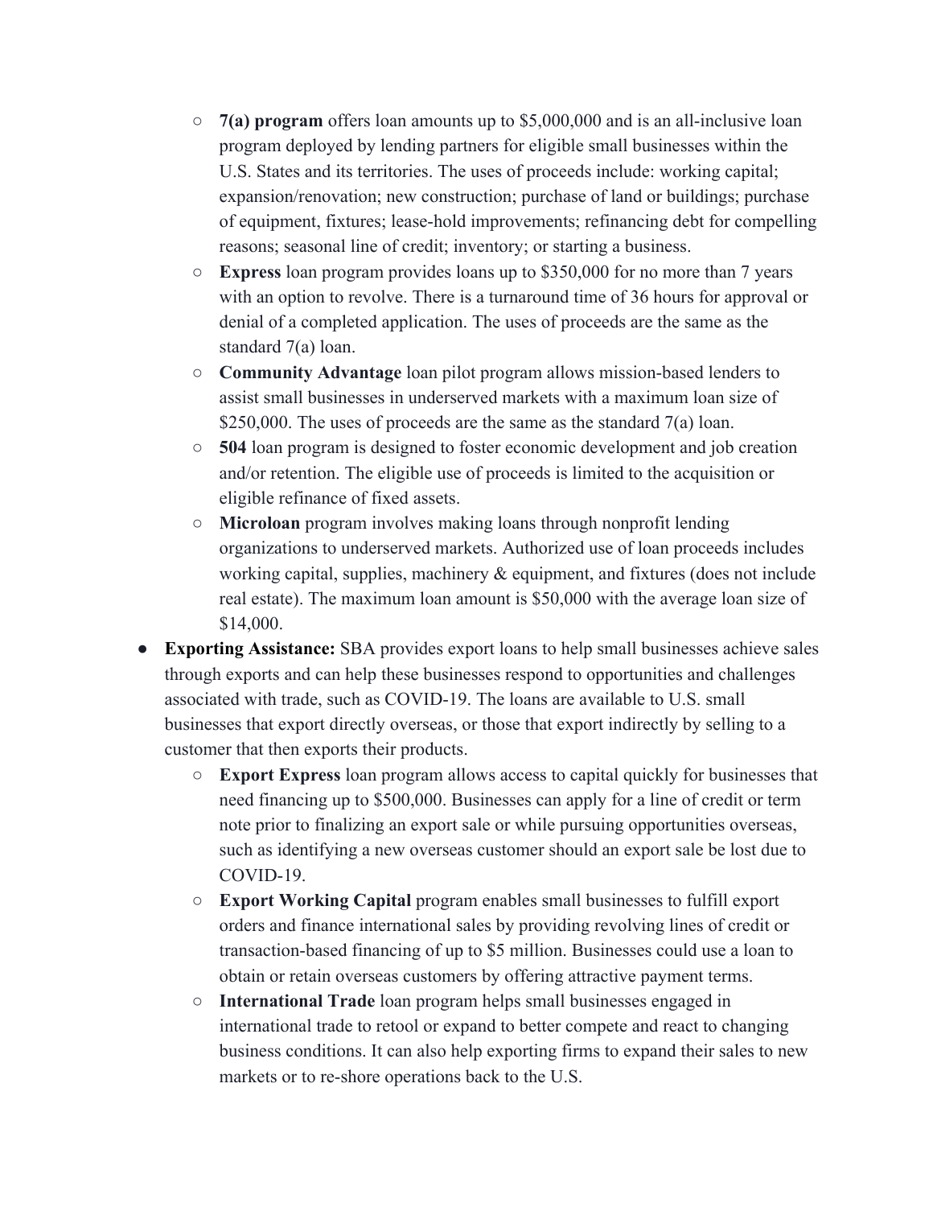- **7(a) program** offers loan amounts up to $5,000,000 and is an all-inclusive loan program deployed by lending partners for eligible small businesses within the U.S. States and its territories. The uses of proceeds include: working capital; expansion/renovation; new construction; purchase of land or buildings; purchase of equipment, fixtures; lease-hold improvements; refinancing debt for compelling reasons; seasonal line of credit; inventory; or starting a business.
  - **Express** loan program provides loans up to $350,000 for no more than 7 years with an option to revolve. There is a turnaround time of 36 hours for approval or denial of a completed application. The uses of proceeds are the same as the standard 7(a) loan.
  - **Community Advantage** loan pilot program allows mission-based lenders to assist small businesses in underserved markets with a maximum loan size of $250,000. The uses of proceeds are the same as the standard 7(a) loan.
  - **504** loan program is designed to foster economic development and job creation and/or retention. The eligible use of proceeds is limited to the acquisition or eligible refinance of fixed assets.
  - **Microloan** program involves making loans through nonprofit lending organizations to underserved markets. Authorized use of loan proceeds includes working capital, supplies, machinery & equipment, and fixtures (does not include real estate). The maximum loan amount is $50,000 with the average loan size of $14,000.
- **Exporting Assistance:** SBA provides export loans to help small businesses achieve sales through exports and can help these businesses respond to opportunities and challenges associated with trade, such as COVID-19. The loans are available to U.S. small businesses that export directly overseas, or those that export indirectly by selling to a customer that then exports their products.
  - **Export Express** loan program allows access to capital quickly for businesses that need financing up to $500,000. Businesses can apply for a line of credit or term note prior to finalizing an export sale or while pursuing opportunities overseas, such as identifying a new overseas customer should an export sale be lost due to COVID-19.
  - **Export Working Capital** program enables small businesses to fulfill export orders and finance international sales by providing revolving lines of credit or transaction-based financing of up to $5 million. Businesses could use a loan to obtain or retain overseas customers by offering attractive payment terms.
  - **International Trade** loan program helps small businesses engaged in international trade to retool or expand to better compete and react to changing business conditions. It can also help exporting firms to expand their sales to new markets or to re-shore operations back to the U.S.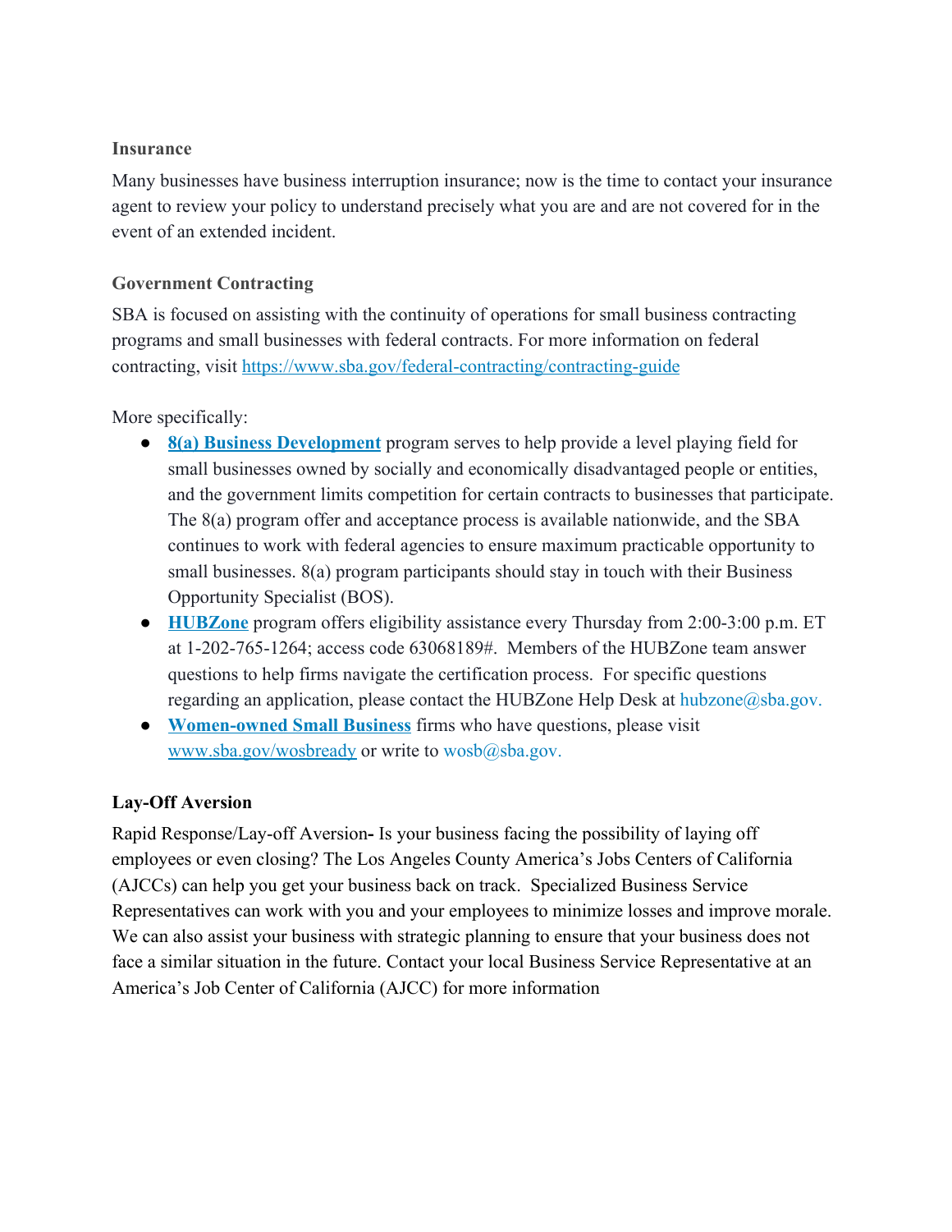### Insurance

Many businesses have business interruption insurance; now is the time to contact your insurance agent to review your policy to understand precisely what you are and are not covered for in the event of an extended incident.

### Government Contracting

SBA is focused on assisting with the continuity of operations for small business contracting programs and small businesses with federal contracts. For more information on federal contracting, visit https://www.sba.gov/federal-contracting/contracting-guide

More specifically:

- **8(a) Business Development** program serves to help provide a level playing field for small businesses owned by socially and economically disadvantaged people or entities, and the government limits competition for certain contracts to businesses that participate. The 8(a) program offer and acceptance process is available nationwide, and the SBA continues to work with federal agencies to ensure maximum practicable opportunity to small businesses. 8(a) program participants should stay in touch with their Business Opportunity Specialist (BOS).
- **HUBZone** program offers eligibility assistance every Thursday from 2:00-3:00 p.m. ET at 1-202-765-1264; access code 63068189#. Members of the HUBZone team answer questions to help firms navigate the certification process. For specific questions regarding an application, please contact the HUBZone Help Desk at hubzone@sba.gov.
- **Women-owned Small Business** firms who have questions, please visit www.sba.gov/wosbready or write to wosb@sba.gov.

### Lay-Off Aversion

Rapid Response/Lay-off Aversion**-** Is your business facing the possibility of laying off employees or even closing? The Los Angeles County America's Jobs Centers of California (AJCCs) can help you get your business back on track. Specialized Business Service Representatives can work with you and your employees to minimize losses and improve morale. We can also assist your business with strategic planning to ensure that your business does not face a similar situation in the future. Contact your local Business Service Representative at an America's Job Center of California (AJCC) for more information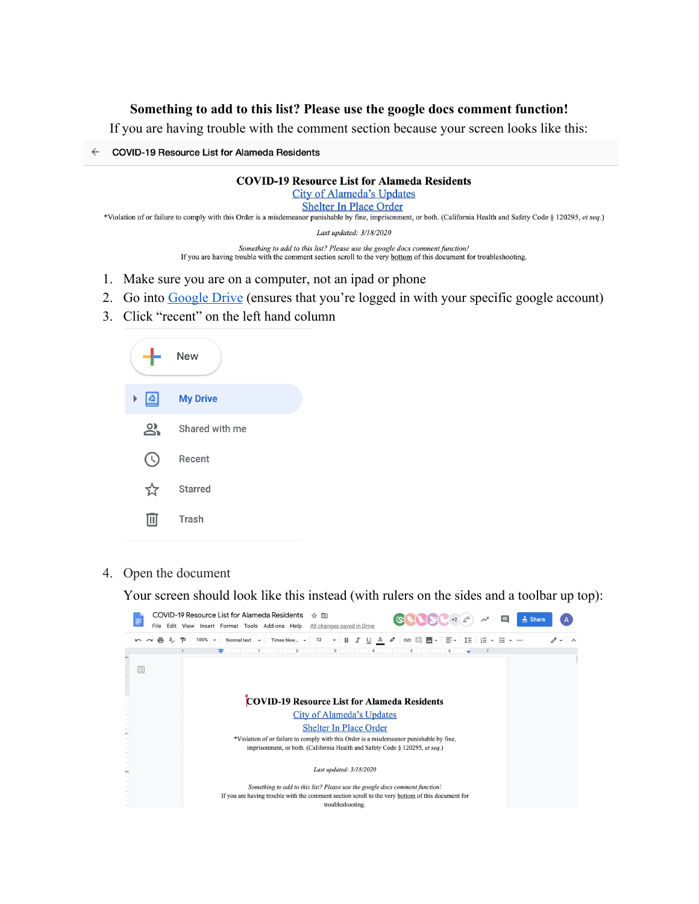**Something to add to this list? Please use the google docs comment function!**

If you are having trouble with the comment section because your screen looks like this:

1. Make sure you are on a computer, not an ipad or phone
2. Go into Google Drive (ensures that you're logged in with your specific google account)
3. Click "recent" on the left hand column
4. Open the document

   Your screen should look like this instead (with rulers on the sides and a toolbar up top):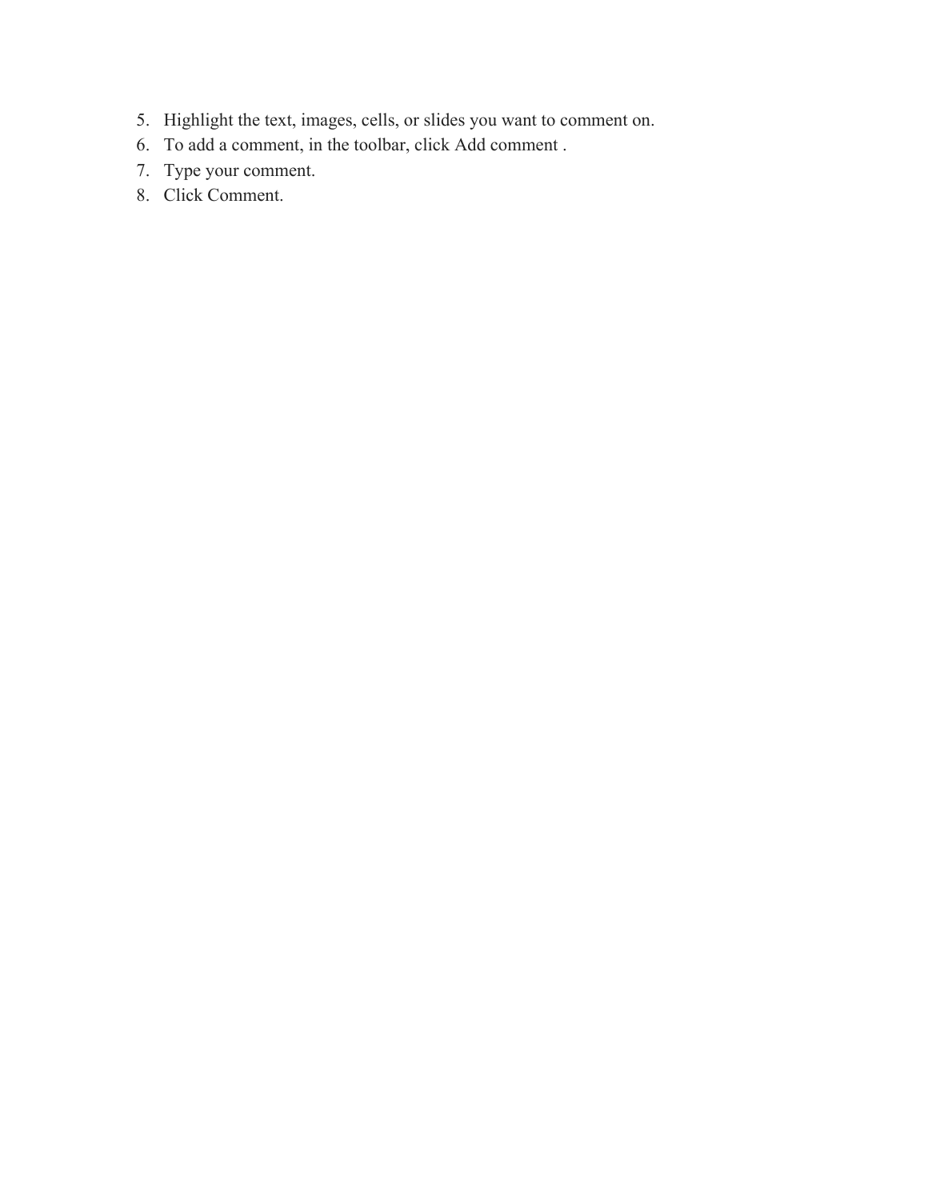5. Highlight the text, images, cells, or slides you want to comment on.
6. To add a comment, in the toolbar, click Add comment .
7. Type your comment.
8. Click Comment.